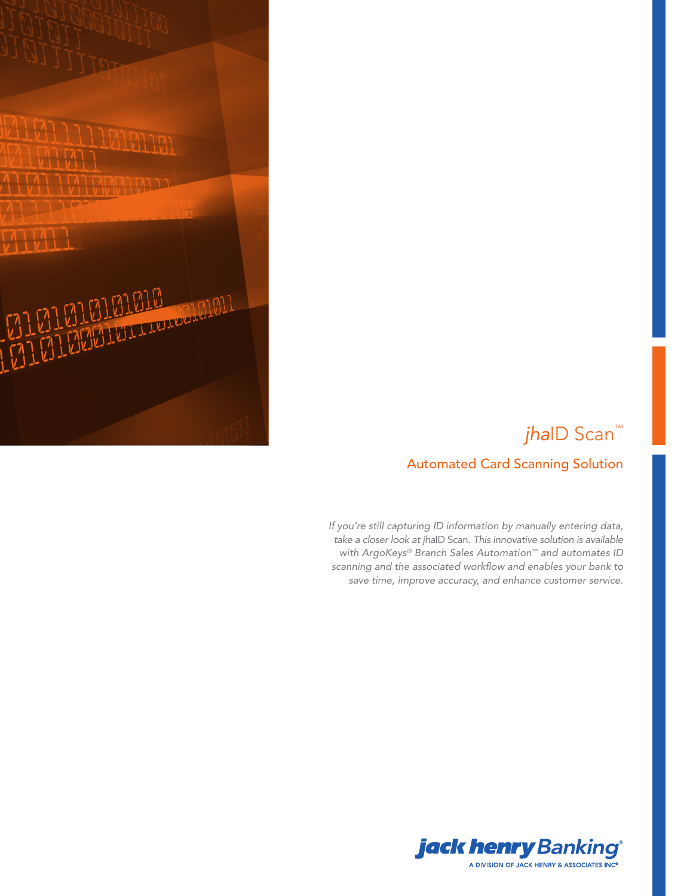# *jha*ID Scan™

## Automated Card Scanning Solution

*If you're still capturing ID information by manually entering data, take a closer look at* jhaID Scan. *This innovative solution is available with ArgoKeys® Branch Sales Automation™ and automates ID scanning and the associated workflow and enables your bank to save time, improve accuracy, and enhance customer service.*

jack henry Banking®

A DIVISION OF JACK HENRY & ASSOCIATES INC®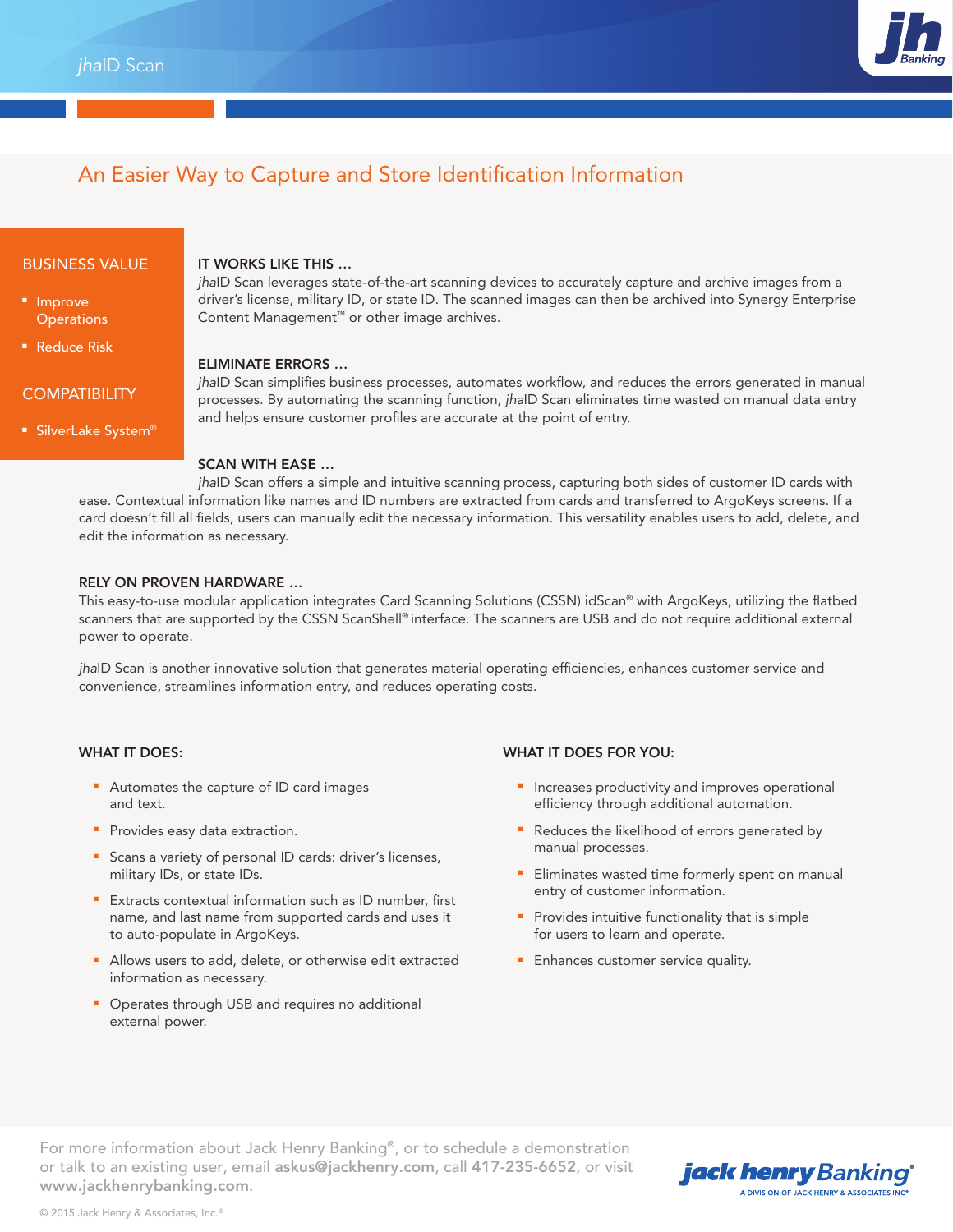*jha*ID Scan

# An Easier Way to Capture and Store Identification Information

## BUSINESS VALUE

- Improve Operations
- Reduce Risk

## COMPATIBILITY

- SilverLake System®

**IT WORKS LIKE THIS …**
*jha*ID Scan leverages state-of-the-art scanning devices to accurately capture and archive images from a driver's license, military ID, or state ID. The scanned images can then be archived into Synergy Enterprise Content Management™ or other image archives.

**ELIMINATE ERRORS …**
*jha*ID Scan simplifies business processes, automates workflow, and reduces the errors generated in manual processes. By automating the scanning function, *jha*ID Scan eliminates time wasted on manual data entry and helps ensure customer profiles are accurate at the point of entry.

**SCAN WITH EASE …**
*jha*ID Scan offers a simple and intuitive scanning process, capturing both sides of customer ID cards with ease. Contextual information like names and ID numbers are extracted from cards and transferred to ArgoKeys screens. If a card doesn't fill all fields, users can manually edit the necessary information. This versatility enables users to add, delete, and edit the information as necessary.

**RELY ON PROVEN HARDWARE …**
This easy-to-use modular application integrates Card Scanning Solutions (CSSN) idScan® with ArgoKeys, utilizing the flatbed scanners that are supported by the CSSN ScanShell® interface. The scanners are USB and do not require additional external power to operate.

*jha*ID Scan is another innovative solution that generates material operating efficiencies, enhances customer service and convenience, streamlines information entry, and reduces operating costs.

**WHAT IT DOES:**

- Automates the capture of ID card images and text.
- Provides easy data extraction.
- Scans a variety of personal ID cards: driver's licenses, military IDs, or state IDs.
- Extracts contextual information such as ID number, first name, and last name from supported cards and uses it to auto-populate in ArgoKeys.
- Allows users to add, delete, or otherwise edit extracted information as necessary.
- Operates through USB and requires no additional external power.

**WHAT IT DOES FOR YOU:**

- Increases productivity and improves operational efficiency through additional automation.
- Reduces the likelihood of errors generated by manual processes.
- Eliminates wasted time formerly spent on manual entry of customer information.
- Provides intuitive functionality that is simple for users to learn and operate.
- Enhances customer service quality.

For more information about Jack Henry Banking®, or to schedule a demonstration or talk to an existing user, email **askus@jackhenry.com**, call **417-235-6652**, or visit **www.jackhenrybanking.com**.

jack henry Banking® A DIVISION OF JACK HENRY & ASSOCIATES INC®

© 2015 Jack Henry & Associates, Inc.®